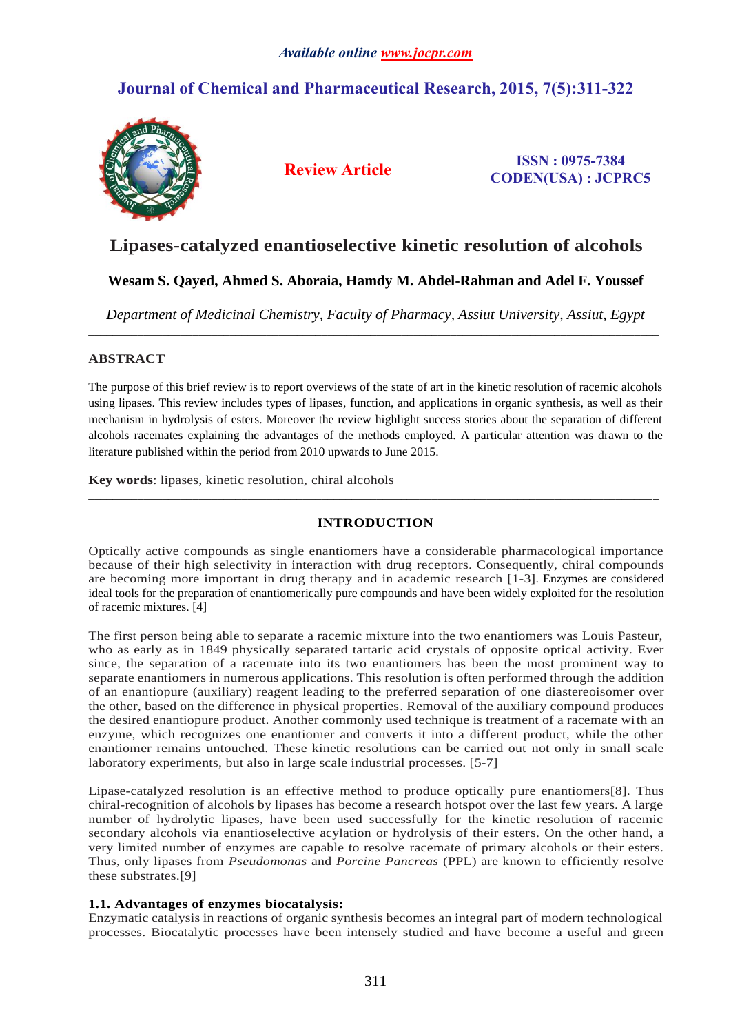*Available online www.jocpr.com*

**Journal of Chemical and Pharmaceutical Research, 2015, 7(5):311-322**

**Review Article**

**ISSN : 0975-7384**
**CODEN(USA) : JCPRC5**

# Lipases-catalyzed enantioselective kinetic resolution of alcohols

**Wesam S. Qayed, Ahmed S. Aboraia, Hamdy M. Abdel-Rahman and Adel F. Youssef**

*Department of Medicinal Chemistry, Faculty of Pharmacy, Assiut University, Assiut, Egypt*

---

## ABSTRACT

The purpose of this brief review is to report overviews of the state of art in the kinetic resolution of racemic alcohols using lipases. This review includes types of lipases, function, and applications in organic synthesis, as well as their mechanism in hydrolysis of esters. Moreover the review highlight success stories about the separation of different alcohols racemates explaining the advantages of the methods employed. A particular attention was drawn to the literature published within the period from 2010 upwards to June 2015.

**Key words**: lipases, kinetic resolution, chiral alcohols

---

## INTRODUCTION

Optically active compounds as single enantiomers have a considerable pharmacological importance because of their high selectivity in interaction with drug receptors. Consequently, chiral compounds are becoming more important in drug therapy and in academic research [1-3]. Enzymes are considered ideal tools for the preparation of enantiomerically pure compounds and have been widely exploited for the resolution of racemic mixtures. [4]

The first person being able to separate a racemic mixture into the two enantiomers was Louis Pasteur, who as early as in 1849 physically separated tartaric acid crystals of opposite optical activity. Ever since, the separation of a racemate into its two enantiomers has been the most prominent way to separate enantiomers in numerous applications. This resolution is often performed through the addition of an enantiopure (auxiliary) reagent leading to the preferred separation of one diastereoisomer over the other, based on the difference in physical properties. Removal of the auxiliary compound produces the desired enantiopure product. Another commonly used technique is treatment of a racemate with an enzyme, which recognizes one enantiomer and converts it into a different product, while the other enantiomer remains untouched. These kinetic resolutions can be carried out not only in small scale laboratory experiments, but also in large scale industrial processes. [5-7]

Lipase-catalyzed resolution is an effective method to produce optically pure enantiomers[8]. Thus chiral-recognition of alcohols by lipases has become a research hotspot over the last few years. A large number of hydrolytic lipases, have been used successfully for the kinetic resolution of racemic secondary alcohols via enantioselective acylation or hydrolysis of their esters. On the other hand, a very limited number of enzymes are capable to resolve racemate of primary alcohols or their esters. Thus, only lipases from *Pseudomonas* and *Porcine Pancreas* (PPL) are known to efficiently resolve these substrates.[9]

### 1.1. Advantages of enzymes biocatalysis:

Enzymatic catalysis in reactions of organic synthesis becomes an integral part of modern technological processes. Biocatalytic processes have been intensely studied and have become a useful and green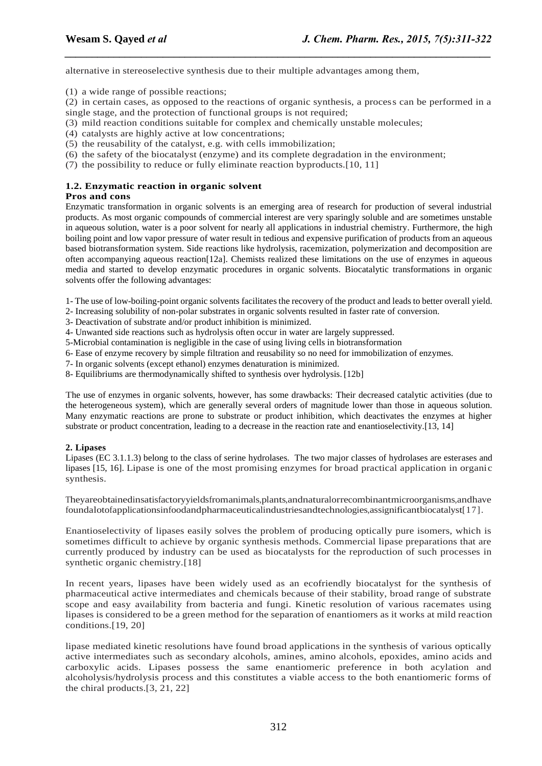alternative in stereoselective synthesis due to their multiple advantages among them,

(1) a wide range of possible reactions;
(2) in certain cases, as opposed to the reactions of organic synthesis, a process can be performed in a single stage, and the protection of functional groups is not required;
(3) mild reaction conditions suitable for complex and chemically unstable molecules;
(4) catalysts are highly active at low concentrations;
(5) the reusability of the catalyst, e.g. with cells immobilization;
(6) the safety of the biocatalyst (enzyme) and its complete degradation in the environment;
(7) the possibility to reduce or fully eliminate reaction byproducts.[10, 11]

### 1.2. Enzymatic reaction in organic solvent

**Pros and cons**

Enzymatic transformation in organic solvents is an emerging area of research for production of several industrial products. As most organic compounds of commercial interest are very sparingly soluble and are sometimes unstable in aqueous solution, water is a poor solvent for nearly all applications in industrial chemistry. Furthermore, the high boiling point and low vapor pressure of water result in tedious and expensive purification of products from an aqueous based biotransformation system. Side reactions like hydrolysis, racemization, polymerization and decomposition are often accompanying aqueous reaction[12a]. Chemists realized these limitations on the use of enzymes in aqueous media and started to develop enzymatic procedures in organic solvents. Biocatalytic transformations in organic solvents offer the following advantages:

1- The use of low-boiling-point organic solvents facilitates the recovery of the product and leads to better overall yield.
2- Increasing solubility of non-polar substrates in organic solvents resulted in faster rate of conversion.
3- Deactivation of substrate and/or product inhibition is minimized.
4- Unwanted side reactions such as hydrolysis often occur in water are largely suppressed.
5-Microbial contamination is negligible in the case of using living cells in biotransformation
6- Ease of enzyme recovery by simple filtration and reusability so no need for immobilization of enzymes.
7- In organic solvents (except ethanol) enzymes denaturation is minimized.
8- Equilibriums are thermodynamically shifted to synthesis over hydrolysis. [12b]

The use of enzymes in organic solvents, however, has some drawbacks: Their decreased catalytic activities (due to the heterogeneous system), which are generally several orders of magnitude lower than those in aqueous solution. Many enzymatic reactions are prone to substrate or product inhibition, which deactivates the enzymes at higher substrate or product concentration, leading to a decrease in the reaction rate and enantioselectivity.[13, 14]

## 2. Lipases

Lipases (EC 3.1.1.3) belong to the class of serine hydrolases. The two major classes of hydrolases are esterases and lipases [15, 16]. Lipase is one of the most promising enzymes for broad practical application in organic synthesis.

Theyareobtainedinsatisfactoryyieldsfromanimals,plants,andnaturalorrecombinantmicroorganisms,andhave foundalotofapplicationsinfoodandpharmaceuticalindustriesandtechnologies,assignificantbiocatalyst[17].

Enantioselectivity of lipases easily solves the problem of producing optically pure isomers, which is sometimes difficult to achieve by organic synthesis methods. Commercial lipase preparations that are currently produced by industry can be used as biocatalysts for the reproduction of such processes in synthetic organic chemistry.[18]

In recent years, lipases have been widely used as an ecofriendly biocatalyst for the synthesis of pharmaceutical active intermediates and chemicals because of their stability, broad range of substrate scope and easy availability from bacteria and fungi. Kinetic resolution of various racemates using lipases is considered to be a green method for the separation of enantiomers as it works at mild reaction conditions.[19, 20]

lipase mediated kinetic resolutions have found broad applications in the synthesis of various optically active intermediates such as secondary alcohols, amines, amino alcohols, epoxides, amino acids and carboxylic acids. Lipases possess the same enantiomeric preference in both acylation and alcoholysis/hydrolysis process and this constitutes a viable access to the both enantiomeric forms of the chiral products.[3, 21, 22]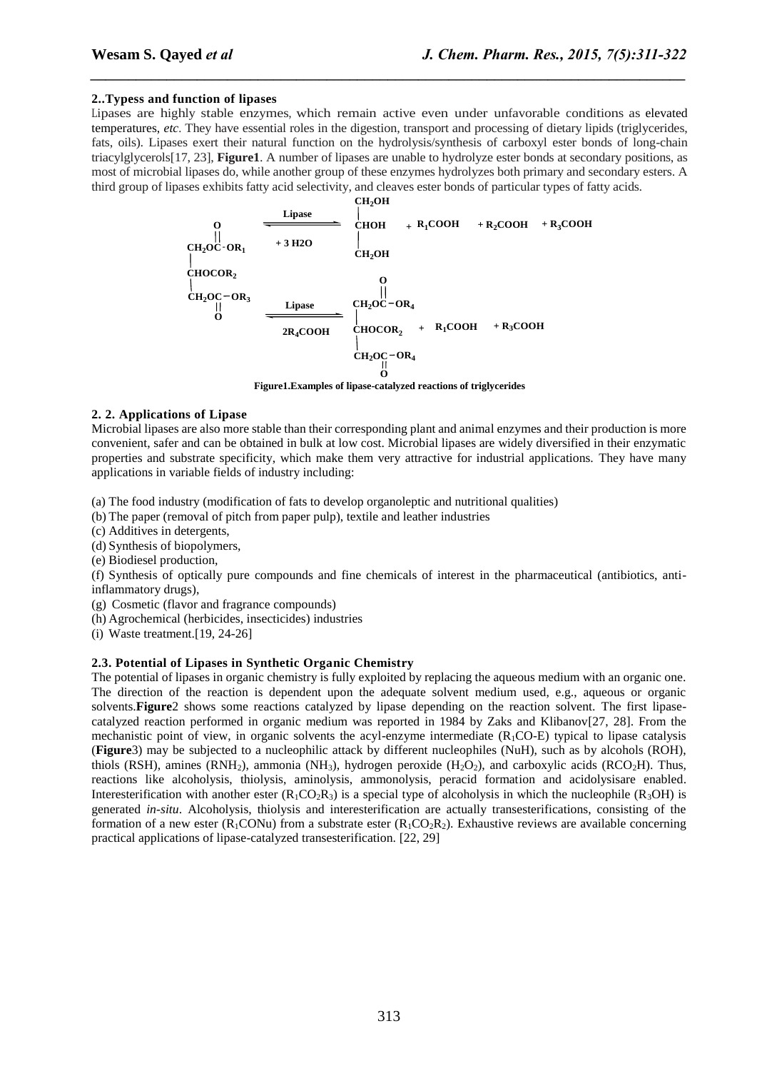### 2..Typess and function of lipases

Lipases are highly stable enzymes, which remain active even under unfavorable conditions as elevated temperatures, *etc*. They have essential roles in the digestion, transport and processing of dietary lipids (triglycerides, fats, oils). Lipases exert their natural function on the hydrolysis/synthesis of carboxyl ester bonds of long-chain triacylglycerols[17, 23], **Figure1**. A number of lipases are unable to hydrolyze ester bonds at secondary positions, as most of microbial lipases do, while another group of these enzymes hydrolyzes both primary and secondary esters. A third group of lipases exhibits fatty acid selectivity, and cleaves ester bonds of particular types of fatty acids.

$$CH_2OC(O)OR_1 / CHOCOR_2 / CH_2OC(O)OR_3 \xrightleftharpoons[+ 3\ H2O]{Lipase} CH_2OH / CHOH / CH_2OH + R_1COOH + R_2COOH + R_3COOH$$

$$CH_2OC(O)OR_1 / CHOCOR_2 / CH_2OC(O)OR_3 \xrightleftharpoons[2R_4COOH]{Lipase} CH_2OC(O)OR_4 / CHOCOR_2 / CH_2OC(O)OR_4 + R_1COOH + R_3COOH$$

**Figure1.Examples of lipase-catalyzed reactions of triglycerides**

### 2. 2. Applications of Lipase

Microbial lipases are also more stable than their corresponding plant and animal enzymes and their production is more convenient, safer and can be obtained in bulk at low cost. Microbial lipases are widely diversified in their enzymatic properties and substrate specificity, which make them very attractive for industrial applications. They have many applications in variable fields of industry including:

(a) The food industry (modification of fats to develop organoleptic and nutritional qualities)
(b) The paper (removal of pitch from paper pulp), textile and leather industries
(c) Additives in detergents,
(d) Synthesis of biopolymers,
(e) Biodiesel production,
(f) Synthesis of optically pure compounds and fine chemicals of interest in the pharmaceutical (antibiotics, anti-inflammatory drugs),
(g) Cosmetic (flavor and fragrance compounds)
(h) Agrochemical (herbicides, insecticides) industries
(i) Waste treatment.[19, 24-26]

### 2.3. Potential of Lipases in Synthetic Organic Chemistry

The potential of lipases in organic chemistry is fully exploited by replacing the aqueous medium with an organic one. The direction of the reaction is dependent upon the adequate solvent medium used, e.g., aqueous or organic solvents.**Figure**2 shows some reactions catalyzed by lipase depending on the reaction solvent. The first lipase-catalyzed reaction performed in organic medium was reported in 1984 by Zaks and Klibanov[27, 28]. From the mechanistic point of view, in organic solvents the acyl-enzyme intermediate ($R_1CO$-E) typical to lipase catalysis (**Figure**3) may be subjected to a nucleophilic attack by different nucleophiles (NuH), such as by alcohols (ROH), thiols (RSH), amines ($RNH_2$), ammonia ($NH_3$), hydrogen peroxide ($H_2O_2$), and carboxylic acids ($RCO_2H$). Thus, reactions like alcoholysis, thiolysis, aminolysis, ammonolysis, peracid formation and acidolysisare enabled. Interesterification with another ester ($R_1CO_2R_3$) is a special type of alcoholysis in which the nucleophile ($R_3OH$) is generated *in-situ*. Alcoholysis, thiolysis and interesterification are actually transesterifications, consisting of the formation of a new ester ($R_1CONu$) from a substrate ester ($R_1CO_2R_2$). Exhaustive reviews are available concerning practical applications of lipase-catalyzed transesterification. [22, 29]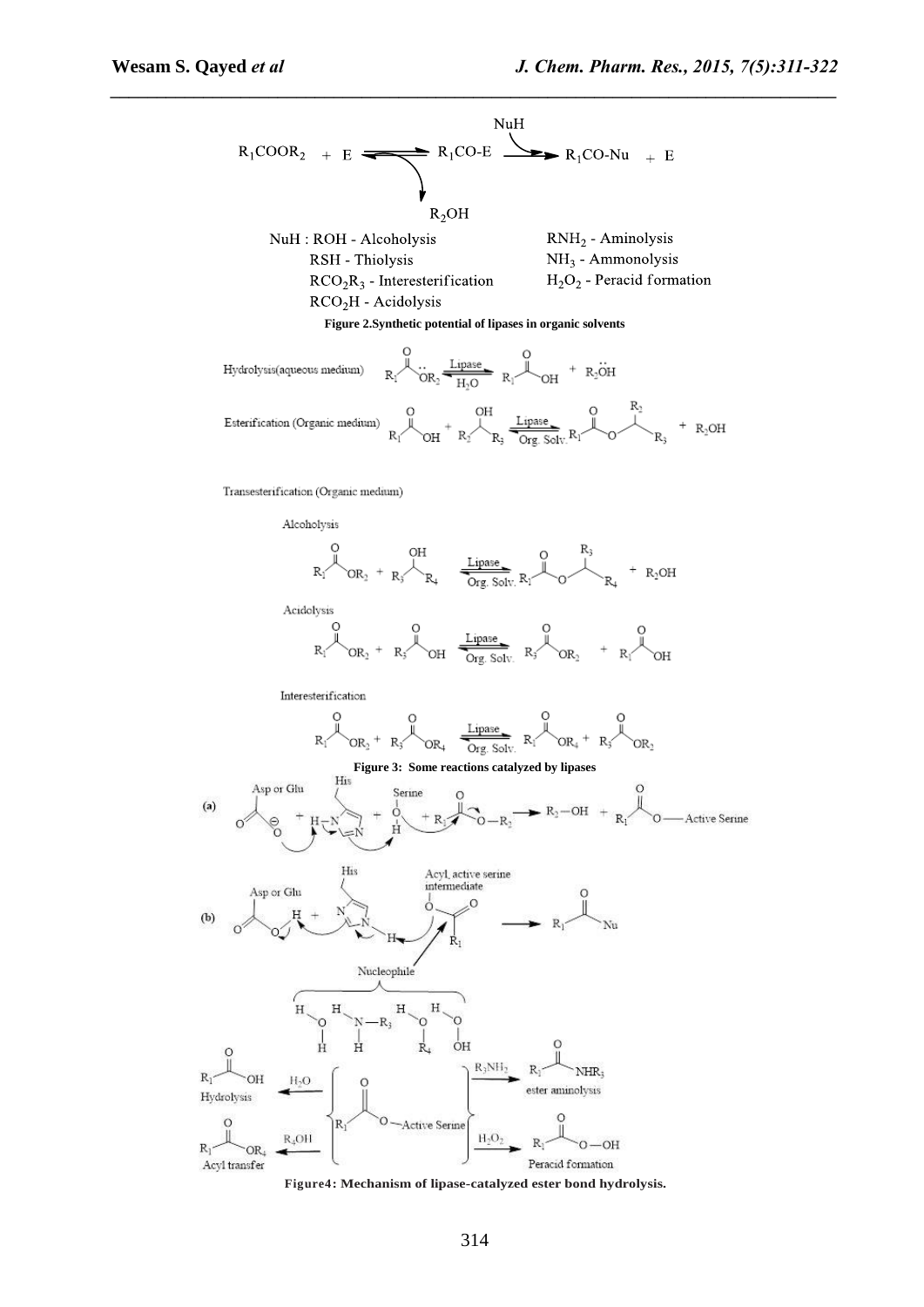$$R_1COOR_2 + E \rightleftharpoons R_1CO\text{-}E \xrightarrow{NuH} R_1CO\text{-}Nu + E$$

$R_2OH$

NuH : ROH - Alcoholysis
RSH - Thiolysis
$RCO_2R_3$ - Interesterification
$RCO_2H$ - Acidolysis
$RNH_2$ - Aminolysis
$NH_3$ - Ammonolysis
$H_2O_2$ - Peracid formation

**Figure 2.Synthetic potential of lipases in organic solvents**

Hydrolysis(aqueous medium)

Esterification (Organic medium)

Transesterification (Organic medium)

Alcoholysis

Acidolysis

Interesterification

**Figure 3: Some reactions catalyzed by lipases**

**Figure4: Mechanism of lipase-catalyzed ester bond hydrolysis.**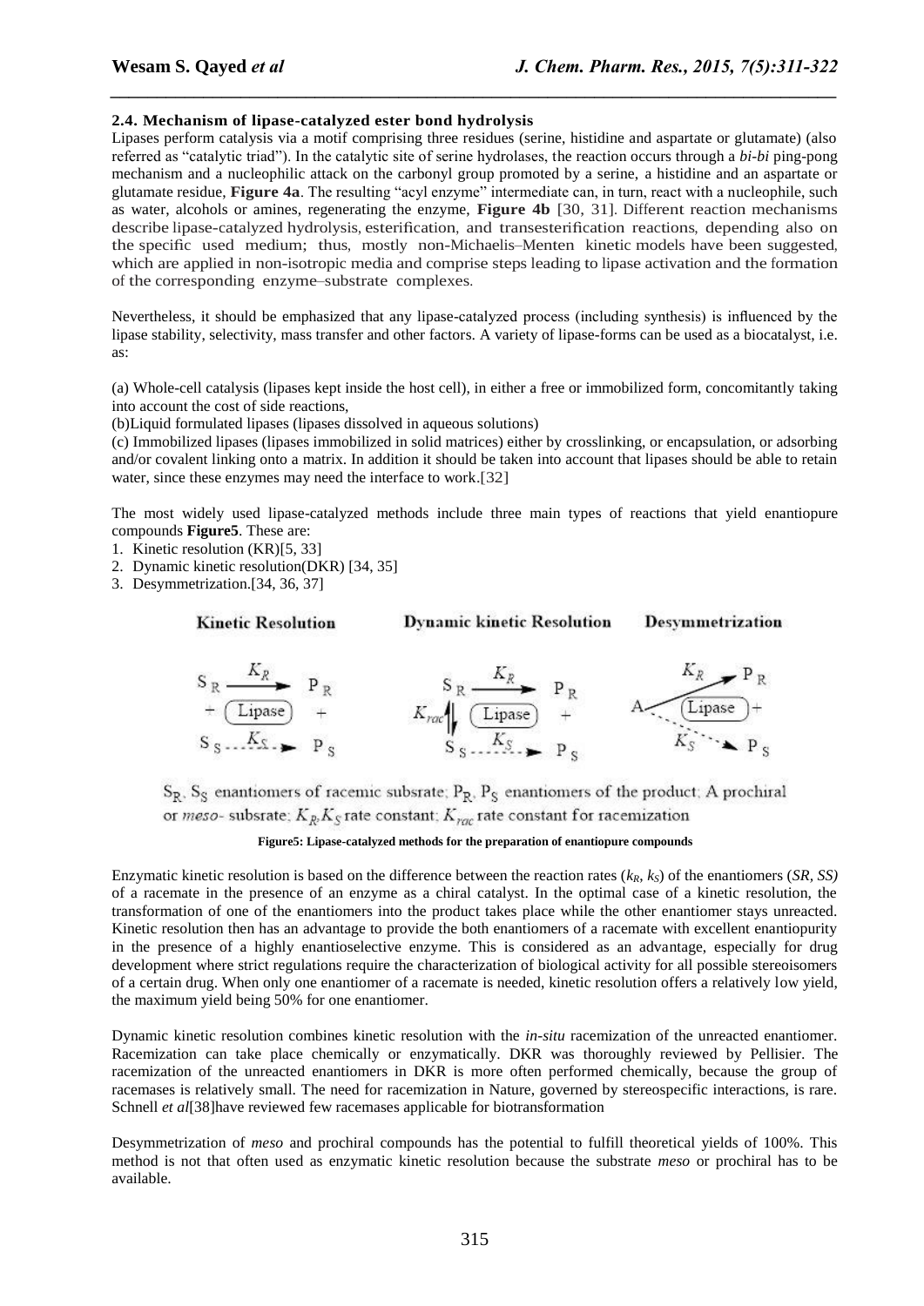### 2.4. Mechanism of lipase-catalyzed ester bond hydrolysis

Lipases perform catalysis via a motif comprising three residues (serine, histidine and aspartate or glutamate) (also referred as "catalytic triad"). In the catalytic site of serine hydrolases, the reaction occurs through a *bi-bi* ping-pong mechanism and a nucleophilic attack on the carbonyl group promoted by a serine, a histidine and an aspartate or glutamate residue, **Figure 4a**. The resulting "acyl enzyme" intermediate can, in turn, react with a nucleophile, such as water, alcohols or amines, regenerating the enzyme, **Figure 4b** [30, 31]. Different reaction mechanisms describe lipase-catalyzed hydrolysis, esterification, and transesterification reactions, depending also on the specific used medium; thus, mostly non-Michaelis–Menten kinetic models have been suggested, which are applied in non-isotropic media and comprise steps leading to lipase activation and the formation of the corresponding enzyme–substrate complexes.

Nevertheless, it should be emphasized that any lipase-catalyzed process (including synthesis) is influenced by the lipase stability, selectivity, mass transfer and other factors. A variety of lipase-forms can be used as a biocatalyst, i.e. as:

(a) Whole-cell catalysis (lipases kept inside the host cell), in either a free or immobilized form, concomitantly taking into account the cost of side reactions,

(b)Liquid formulated lipases (lipases dissolved in aqueous solutions)

(c) Immobilized lipases (lipases immobilized in solid matrices) either by crosslinking, or encapsulation, or adsorbing and/or covalent linking onto a matrix. In addition it should be taken into account that lipases should be able to retain water, since these enzymes may need the interface to work.[32]

The most widely used lipase-catalyzed methods include three main types of reactions that yield enantiopure compounds **Figure5**. These are:

1. Kinetic resolution (KR)[5, 33]
2. Dynamic kinetic resolution(DKR) [34, 35]
3. Desymmetrization.[34, 36, 37]

**Kinetic Resolution** | **Dynamic kinetic Resolution** | **Desymmetrization**

$S_R \xrightarrow{K_R} P_R$ + (Lipase) + $S_S \xrightarrow{K_S} P_S$ | $S_R \xrightarrow{K_R} P_R$, $K_{rac}$ ($S_R \rightleftharpoons S_S$), (Lipase) +, $S_S \xrightarrow{K_S} P_S$ | $A \xrightarrow{K_R} P_R$, (Lipase) +, $A \xrightarrow{K_S} P_S$

$S_R$, $S_S$ enantiomers of racemic subsrate; $P_R$, $P_S$ enantiomers of the product; A prochiral or *meso*- subsrate; $K_R$, $K_S$ rate constant; $K_{rac}$ rate constant for racemization

**Figure5: Lipase-catalyzed methods for the preparation of enantiopure compounds**

Enzymatic kinetic resolution is based on the difference between the reaction rates ($k_R$, $k_S$) of the enantiomers (*SR, SS)* of a racemate in the presence of an enzyme as a chiral catalyst. In the optimal case of a kinetic resolution, the transformation of one of the enantiomers into the product takes place while the other enantiomer stays unreacted. Kinetic resolution then has an advantage to provide the both enantiomers of a racemate with excellent enantiopurity in the presence of a highly enantioselective enzyme. This is considered as an advantage, especially for drug development where strict regulations require the characterization of biological activity for all possible stereoisomers of a certain drug. When only one enantiomer of a racemate is needed, kinetic resolution offers a relatively low yield, the maximum yield being 50% for one enantiomer.

Dynamic kinetic resolution combines kinetic resolution with the *in-situ* racemization of the unreacted enantiomer. Racemization can take place chemically or enzymatically. DKR was thoroughly reviewed by Pellisier. The racemization of the unreacted enantiomers in DKR is more often performed chemically, because the group of racemases is relatively small. The need for racemization in Nature, governed by stereospecific interactions, is rare. Schnell *et al*[38]have reviewed few racemases applicable for biotransformation

Desymmetrization of *meso* and prochiral compounds has the potential to fulfill theoretical yields of 100%. This method is not that often used as enzymatic kinetic resolution because the substrate *meso* or prochiral has to be available.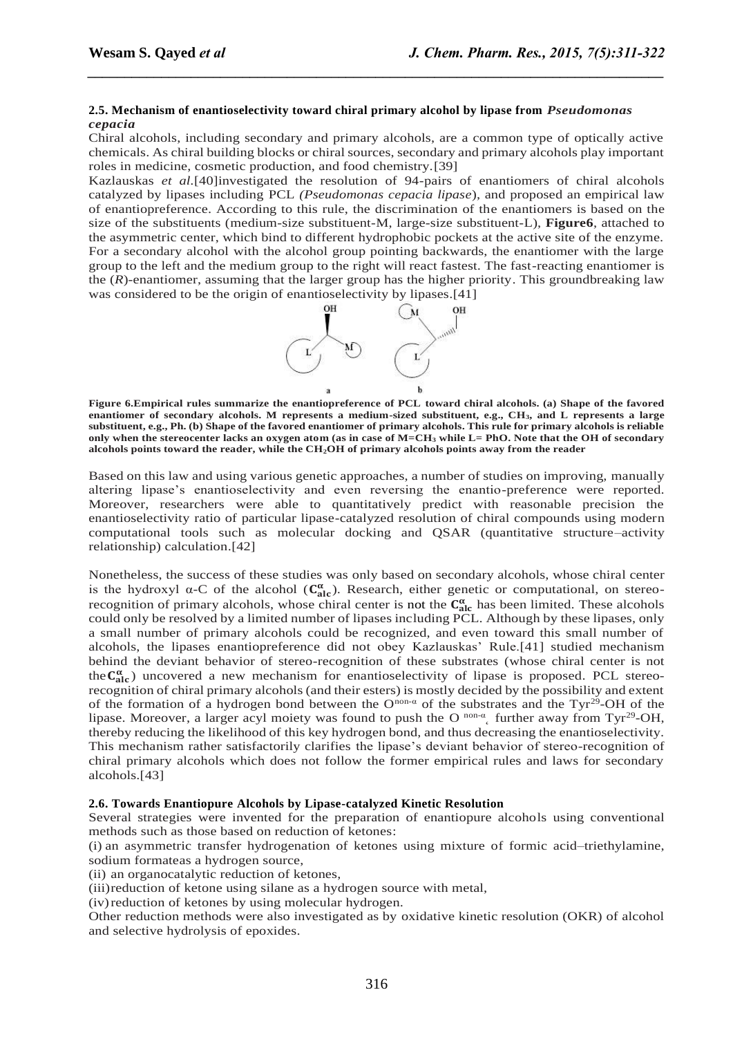#### 2.5. Mechanism of enantioselectivity toward chiral primary alcohol by lipase from *Pseudomonas cepacia*

Chiral alcohols, including secondary and primary alcohols, are a common type of optically active chemicals. As chiral building blocks or chiral sources, secondary and primary alcohols play important roles in medicine, cosmetic production, and food chemistry.[39]

Kazlauskas *et al*.[40]investigated the resolution of 94-pairs of enantiomers of chiral alcohols catalyzed by lipases including PCL *(Pseudomonas cepacia lipase*), and proposed an empirical law of enantiopreference. According to this rule, the discrimination of the enantiomers is based on the size of the substituents (medium-size substituent-M, large-size substituent-L), **Figure6**, attached to the asymmetric center, which bind to different hydrophobic pockets at the active site of the enzyme. For a secondary alcohol with the alcohol group pointing backwards, the enantiomer with the large group to the left and the medium group to the right will react fastest. The fast-reacting enantiomer is the (*R*)-enantiomer, assuming that the larger group has the higher priority. This groundbreaking law was considered to be the origin of enantioselectivity by lipases.[41]

**Figure 6.Empirical rules summarize the enantiopreference of PCL toward chiral alcohols. (a) Shape of the favored enantiomer of secondary alcohols. M represents a medium-sized substituent, e.g., $CH_3$, and L represents a large substituent, e.g., Ph. (b) Shape of the favored enantiomer of primary alcohols. This rule for primary alcohols is reliable only when the stereocenter lacks an oxygen atom (as in case of M=$CH_3$ while L= PhO. Note that the OH of secondary alcohols points toward the reader, while the $CH_2OH$ of primary alcohols points away from the reader**

Based on this law and using various genetic approaches, a number of studies on improving, manually altering lipase's enantioselectivity and even reversing the enantio-preference were reported. Moreover, researchers were able to quantitatively predict with reasonable precision the enantioselectivity ratio of particular lipase-catalyzed resolution of chiral compounds using modern computational tools such as molecular docking and QSAR (quantitative structure–activity relationship) calculation.[42]

Nonetheless, the success of these studies was only based on secondary alcohols, whose chiral center is the hydroxyl α-C of the alcohol ($\mathbf{C}_{\mathbf{alc}}^{\boldsymbol{\alpha}}$). Research, either genetic or computational, on stereo-recognition of primary alcohols, whose chiral center is not the $\mathbf{C}_{\mathbf{alc}}^{\boldsymbol{\alpha}}$ has been limited. These alcohols could only be resolved by a limited number of lipases including PCL. Although by these lipases, only a small number of primary alcohols could be recognized, and even toward this small number of alcohols, the lipases enantiopreference did not obey Kazlauskas' Rule.[41] studied mechanism behind the deviant behavior of stereo-recognition of these substrates (whose chiral center is not the$\mathbf{C}_{\mathbf{alc}}^{\boldsymbol{\alpha}}$) uncovered a new mechanism for enantioselectivity of lipase is proposed. PCL stereo-recognition of chiral primary alcohols (and their esters) is mostly decided by the possibility and extent of the formation of a hydrogen bond between the $O^{non\text{-}\alpha}$ of the substrates and the $Tyr^{29}$-OH of the lipase. Moreover, a larger acyl moiety was found to push the $O^{non\text{-}\alpha}$ further away from $Tyr^{29}$-OH, thereby reducing the likelihood of this key hydrogen bond, and thus decreasing the enantioselectivity. This mechanism rather satisfactorily clarifies the lipase's deviant behavior of stereo-recognition of chiral primary alcohols which does not follow the former empirical rules and laws for secondary alcohols.[43]

#### 2.6. Towards Enantiopure Alcohols by Lipase-catalyzed Kinetic Resolution

Several strategies were invented for the preparation of enantiopure alcohols using conventional methods such as those based on reduction of ketones:

(i) an asymmetric transfer hydrogenation of ketones using mixture of formic acid–triethylamine, sodium formateas a hydrogen source,

(ii) an organocatalytic reduction of ketones,

(iii)reduction of ketone using silane as a hydrogen source with metal,

(iv)reduction of ketones by using molecular hydrogen.

Other reduction methods were also investigated as by oxidative kinetic resolution (OKR) of alcohol and selective hydrolysis of epoxides.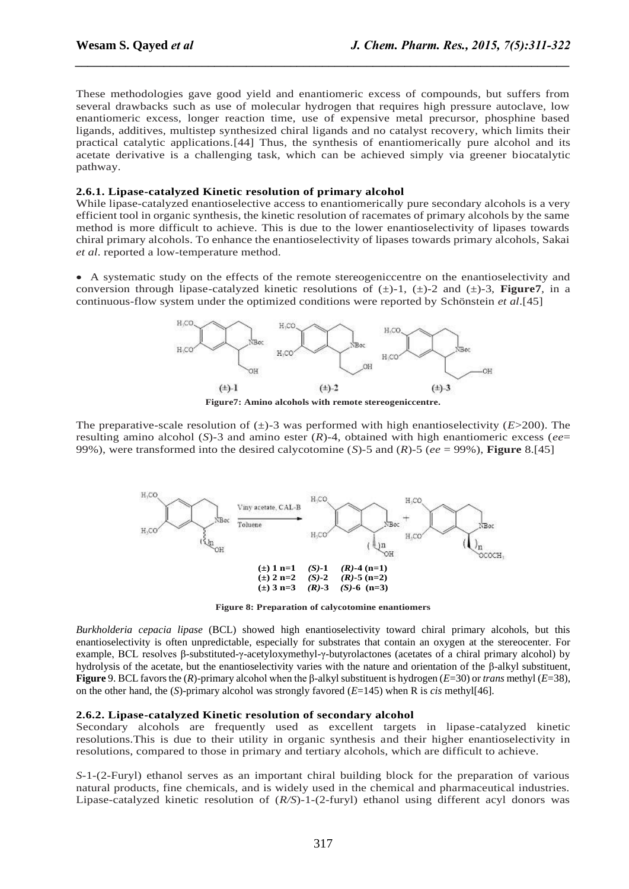These methodologies gave good yield and enantiomeric excess of compounds, but suffers from several drawbacks such as use of molecular hydrogen that requires high pressure autoclave, low enantiomeric excess, longer reaction time, use of expensive metal precursor, phosphine based ligands, additives, multistep synthesized chiral ligands and no catalyst recovery, which limits their practical catalytic applications.[44] Thus, the synthesis of enantiomerically pure alcohol and its acetate derivative is a challenging task, which can be achieved simply via greener biocatalytic pathway.

### 2.6.1. Lipase-catalyzed Kinetic resolution of primary alcohol

While lipase-catalyzed enantioselective access to enantiomerically pure secondary alcohols is a very efficient tool in organic synthesis, the kinetic resolution of racemates of primary alcohols by the same method is more difficult to achieve. This is due to the lower enantioselectivity of lipases towards chiral primary alcohols. To enhance the enantioselectivity of lipases towards primary alcohols, Sakai *et al*. reported a low-temperature method.

- A systematic study on the effects of the remote stereogeniccentre on the enantioselectivity and conversion through lipase-catalyzed kinetic resolutions of (±)-1, (±)-2 and (±)-3, **Figure7**, in a continuous-flow system under the optimized conditions were reported by Schönstein *et al*.[45]

**Figure7: Amino alcohols with remote stereogeniccentre.**

The preparative-scale resolution of (±)-3 was performed with high enantioselectivity (*E*>200). The resulting amino alcohol (*S*)-3 and amino ester (*R*)-4, obtained with high enantiomeric excess (*ee*= 99%), were transformed into the desired calycotomine (*S*)-5 and (*R*)-5 (*ee* = 99%), **Figure** 8.[45]

**Figure 8: Preparation of calycotomine enantiomers**

*Burkholderia cepacia lipase* (BCL) showed high enantioselectivity toward chiral primary alcohols, but this enantioselectivity is often unpredictable, especially for substrates that contain an oxygen at the stereocenter. For example, BCL resolves β-substituted-γ-acetyloxymethyl-γ-butyrolactones (acetates of a chiral primary alcohol) by hydrolysis of the acetate, but the enantioselectivity varies with the nature and orientation of the β-alkyl substituent, **Figure** 9. BCL favors the (*R*)-primary alcohol when the β-alkyl substituent is hydrogen (*E*=30) or *trans* methyl (*E*=38), on the other hand, the (*S*)-primary alcohol was strongly favored (*E*=145) when R is *cis* methyl[46].

### 2.6.2. Lipase-catalyzed Kinetic resolution of secondary alcohol

Secondary alcohols are frequently used as excellent targets in lipase-catalyzed kinetic resolutions.This is due to their utility in organic synthesis and their higher enantioselectivity in resolutions, compared to those in primary and tertiary alcohols, which are difficult to achieve.

*S*-1-(2-Furyl) ethanol serves as an important chiral building block for the preparation of various natural products, fine chemicals, and is widely used in the chemical and pharmaceutical industries. Lipase-catalyzed kinetic resolution of (*R/S*)-1-(2-furyl) ethanol using different acyl donors was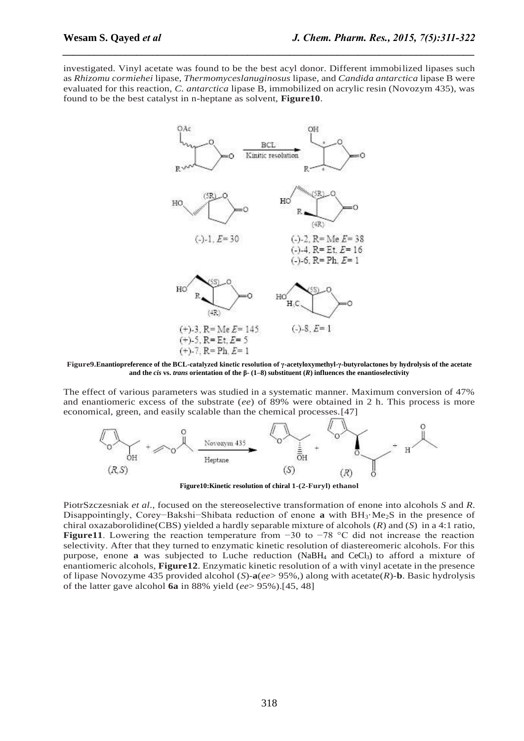investigated. Vinyl acetate was found to be the best acyl donor. Different immobilized lipases such as *Rhizomu cormiehei* lipase, *Thermomyceslanuginosus* lipase, and *Candida antarctica* lipase B were evaluated for this reaction, *C. antarctica* lipase B, immobilized on acrylic resin (Novozym 435), was found to be the best catalyst in n-heptane as solvent, **Figure10**.

**Figure9.Enantiopreference of the BCL-catalyzed kinetic resolution of γ-acetyloxymethyl-γ-butyrolactones by hydrolysis of the acetate and the *cis* vs. *trans* orientation of the β- (1–8) substituent (*R*) influences the enantioselectivity**

The effect of various parameters was studied in a systematic manner. Maximum conversion of 47% and enantiomeric excess of the substrate (*ee*) of 89% were obtained in 2 h. This process is more economical, green, and easily scalable than the chemical processes.[47]

**Figure10:Kinetic resolution of chiral 1-(2-Furyl) ethanol**

PiotrSzczesniak *et al*., focused on the stereoselective transformation of enone into alcohols *S* and *R*. Disappointingly, Corey−Bakshi−Shibata reduction of enone **a** with $BH_3 \cdot Me_2S$ in the presence of chiral oxazaborolidine(CBS) yielded a hardly separable mixture of alcohols (*R*) and (*S*) in a 4:1 ratio, **Figure11**. Lowering the reaction temperature from −30 to −78 °C did not increase the reaction selectivity. After that they turned to enzymatic kinetic resolution of diastereomeric alcohols. For this purpose, enone **a** was subjected to Luche reduction ($NaBH_4$ and $CeCl_3$) to afford a mixture of enantiomeric alcohols, **Figure12**. Enzymatic kinetic resolution of a with vinyl acetate in the presence of lipase Novozyme 435 provided alcohol (*S*)-**a**(*ee*> 95%,) along with acetate(*R*)-**b**. Basic hydrolysis of the latter gave alcohol **6a** in 88% yield (*ee*> 95%).[45, 48]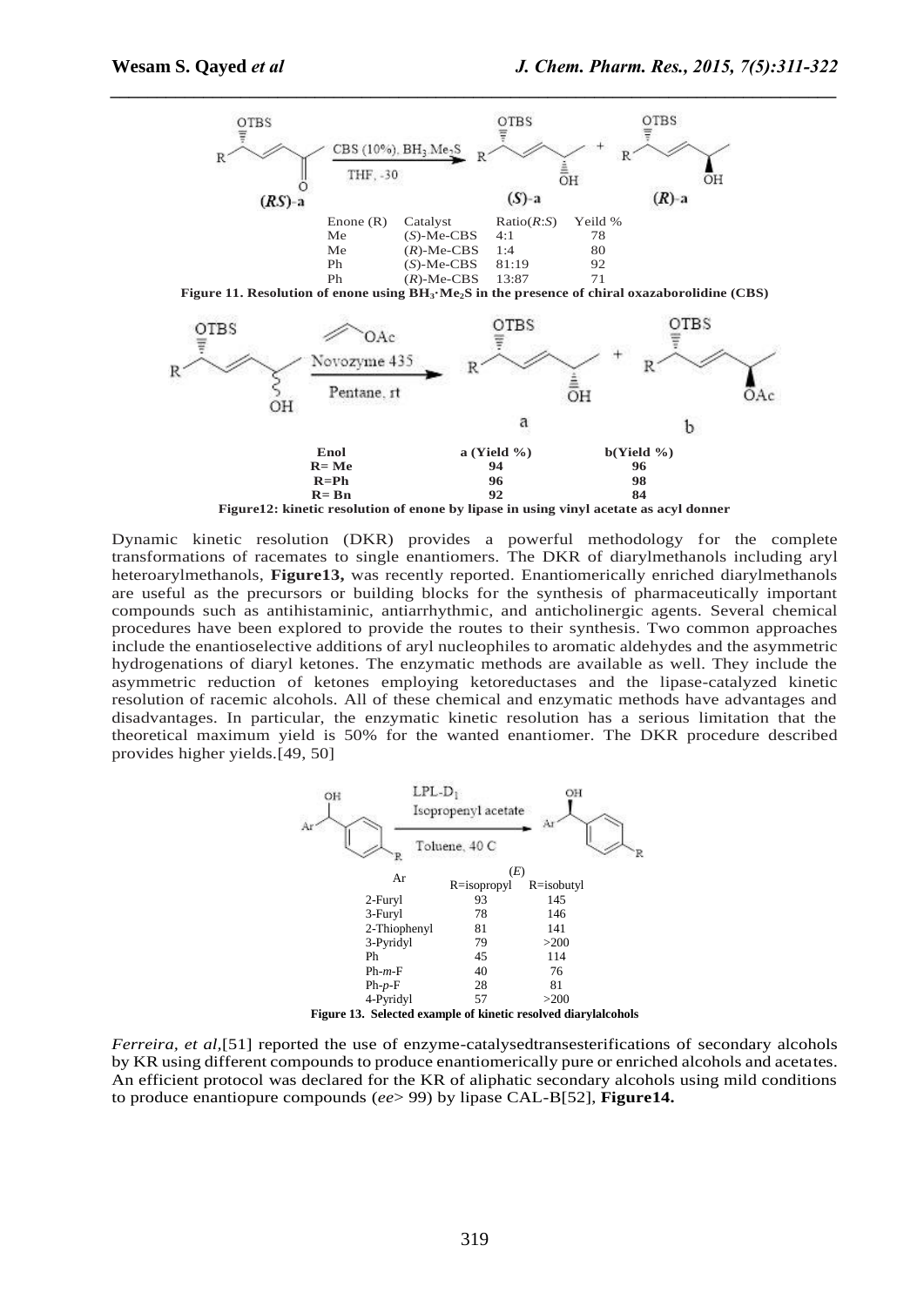| Enone (R) | Catalyst | Ratio($R$:$S$) | Yeild % |
|---|---|---|---|
| Me | ($S$)-Me-CBS | 4:1 | 78 |
| Me | ($R$)-Me-CBS | 1:4 | 80 |
| Ph | ($S$)-Me-CBS | 81:19 | 92 |
| Ph | ($R$)-Me-CBS | 13:87 | 71 |

**Figure 11. Resolution of enone using $BH_3 \cdot Me_2S$ in the presence of chiral oxazaborolidine (CBS)**

| Enol | a (Yield %) | b(Yield %) |
|---|---|---|
| R= Me | 94 | 96 |
| R=Ph | 96 | 98 |
| R= Bn | 92 | 84 |

**Figure12: kinetic resolution of enone by lipase in using vinyl acetate as acyl donner**

Dynamic kinetic resolution (DKR) provides a powerful methodology for the complete transformations of racemates to single enantiomers. The DKR of diarylmethanols including aryl heteroarylmethanols, **Figure13,** was recently reported. Enantiomerically enriched diarylmethanols are useful as the precursors or building blocks for the synthesis of pharmaceutically important compounds such as antihistaminic, antiarrhythmic, and anticholinergic agents. Several chemical procedures have been explored to provide the routes to their synthesis. Two common approaches include the enantioselective additions of aryl nucleophiles to aromatic aldehydes and the asymmetric hydrogenations of diaryl ketones. The enzymatic methods are available as well. They include the asymmetric reduction of ketones employing ketoreductases and the lipase-catalyzed kinetic resolution of racemic alcohols. All of these chemical and enzymatic methods have advantages and disadvantages. In particular, the enzymatic kinetic resolution has a serious limitation that the theoretical maximum yield is 50% for the wanted enantiomer. The DKR procedure described provides higher yields.[49, 50]

| Ar | ($E$) R=isopropyl | ($E$) R=isobutyl |
|---|---|---|
| 2-Furyl | 93 | 145 |
| 3-Furyl | 78 | 146 |
| 2-Thiophenyl | 81 | 141 |
| 3-Pyridyl | 79 | >200 |
| Ph | 45 | 114 |
| Ph-$m$-F | 40 | 76 |
| Ph-$p$-F | 28 | 81 |
| 4-Pyridyl | 57 | >200 |

**Figure 13. Selected example of kinetic resolved diarylalcohols**

*Ferreira, et al*,[51] reported the use of enzyme-catalysedtransesterifications of secondary alcohols by KR using different compounds to produce enantiomerically pure or enriched alcohols and acetates. An efficient protocol was declared for the KR of aliphatic secondary alcohols using mild conditions to produce enantiopure compounds (*ee*> 99) by lipase CAL-B[52], **Figure14.**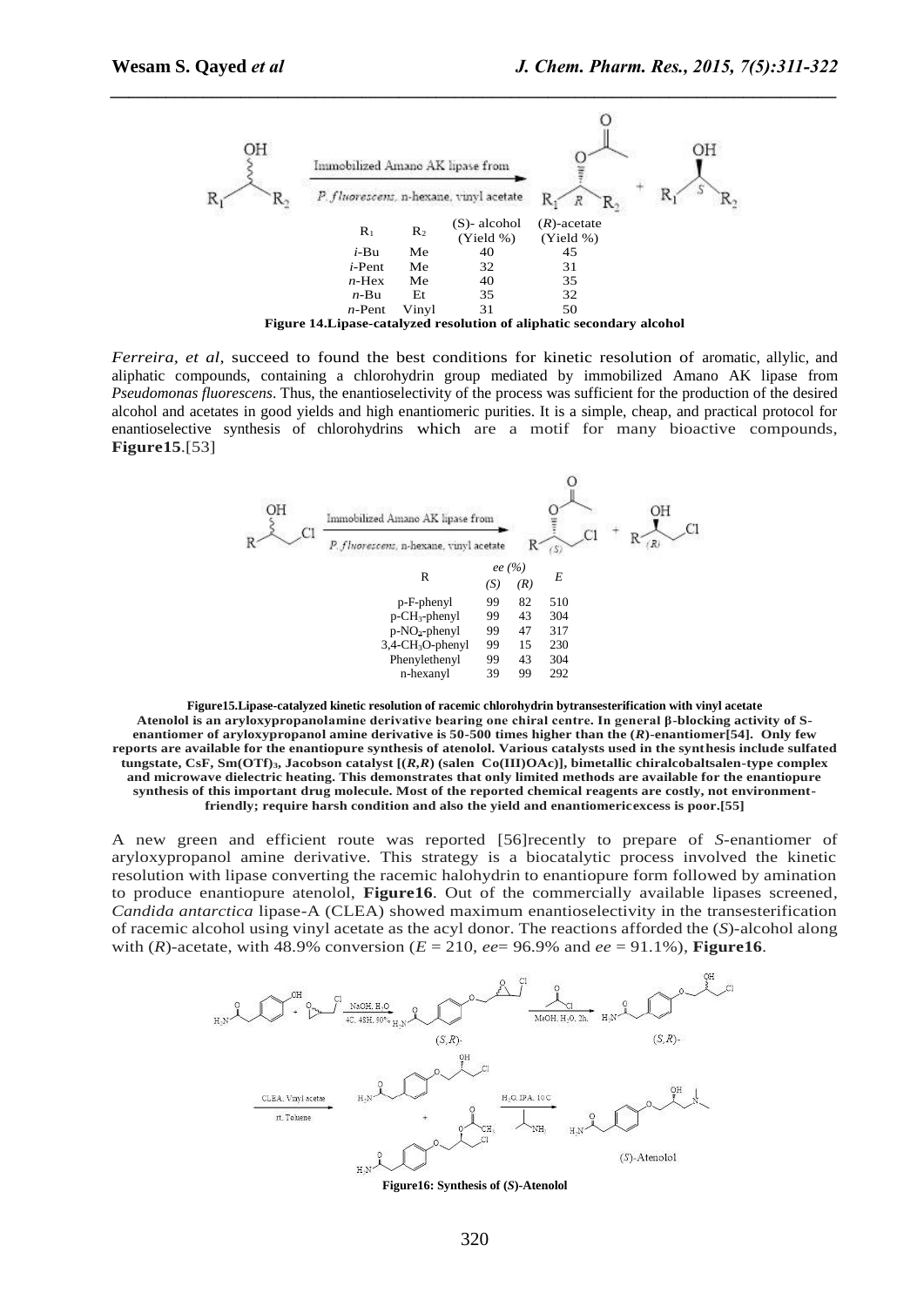| $R_1$ | $R_2$ | (S)- alcohol (Yield %) | (*R*)-acetate (Yield %) |
|---|---|---|---|
| *i*-Bu | Me | 40 | 45 |
| *i*-Pent | Me | 32 | 31 |
| *n*-Hex | Me | 40 | 35 |
| *n*-Bu | Et | 35 | 32 |
| *n*-Pent | Vinyl | 31 | 50 |

**Figure 14.Lipase-catalyzed resolution of aliphatic secondary alcohol**

*Ferreira, et al*, succeed to found the best conditions for kinetic resolution of aromatic, allylic, and aliphatic compounds, containing a chlorohydrin group mediated by immobilized Amano AK lipase from *Pseudomonas fluorescens*. Thus, the enantioselectivity of the process was sufficient for the production of the desired alcohol and acetates in good yields and high enantiomeric purities. It is a simple, cheap, and practical protocol for enantioselective synthesis of chlorohydrins which are a motif for many bioactive compounds, **Figure15**.[53]

| R | *ee (%)* (*S*) | *ee (%)* (*R*) | *E* |
|---|---|---|---|
| p-F-phenyl | 99 | 82 | 510 |
| p-$CH_3$-phenyl | 99 | 43 | 304 |
| p-$NO_2$-phenyl | 99 | 47 | 317 |
| 3,4-$CH_3O$-phenyl | 99 | 15 | 230 |
| Phenylethenyl | 99 | 43 | 304 |
| n-hexanyl | 39 | 99 | 292 |

**Figure15.Lipase-catalyzed kinetic resolution of racemic chlorohydrin bytransesterification with vinyl acetate**

**Atenolol is an aryloxypropanolamine derivative bearing one chiral centre. In general β-blocking activity of S-enantiomer of aryloxypropanol amine derivative is 50-500 times higher than the (*R*)-enantiomer[54]. Only few reports are available for the enantiopure synthesis of atenolol. Various catalysts used in the synthesis include sulfated tungstate, CsF, $Sm(OTf)_3$, Jacobson catalyst [(*R,R*) (salen Co(III)OAc)], bimetallic chiralcobaltsalen-type complex and microwave dielectric heating. This demonstrates that only limited methods are available for the enantiopure synthesis of this important drug molecule. Most of the reported chemical reagents are costly, not environment-friendly; require harsh condition and also the yield and enantiomericexcess is poor.[55]**

A new green and efficient route was reported [56]recently to prepare of *S*-enantiomer of aryloxypropanol amine derivative. This strategy is a biocatalytic process involved the kinetic resolution with lipase converting the racemic halohydrin to enantiopure form followed by amination to produce enantiopure atenolol, **Figure16**. Out of the commercially available lipases screened, *Candida antarctica* lipase-A (CLEA) showed maximum enantioselectivity in the transesterification of racemic alcohol using vinyl acetate as the acyl donor. The reactions afforded the (*S*)-alcohol along with (*R*)-acetate, with 48.9% conversion (*E* = 210, *ee*= 96.9% and *ee* = 91.1%), **Figure16**.

**Figure16: Synthesis of (*S*)-Atenolol**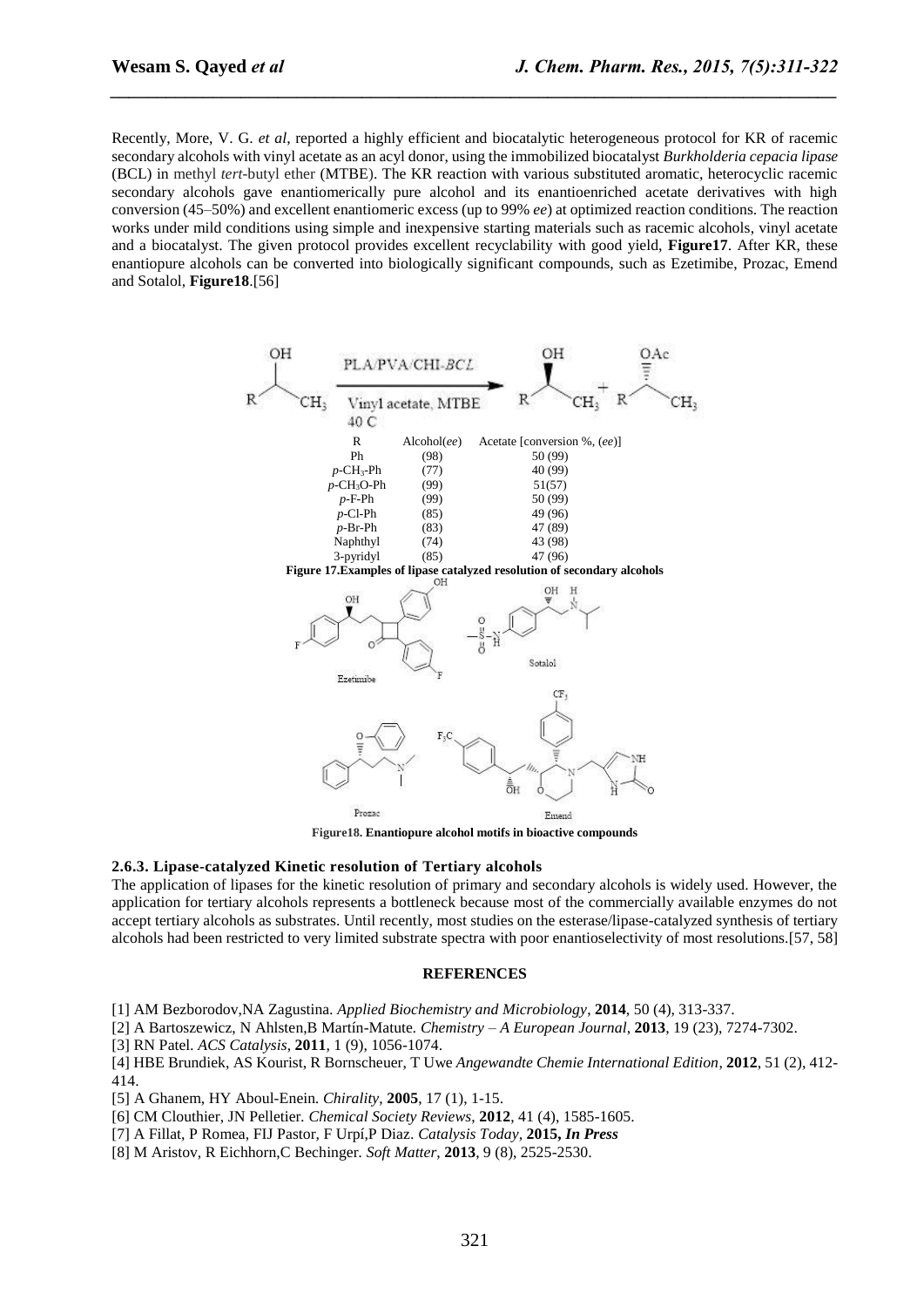Recently, More, V. G. *et al*, reported a highly efficient and biocatalytic heterogeneous protocol for KR of racemic secondary alcohols with vinyl acetate as an acyl donor, using the immobilized biocatalyst *Burkholderia cepacia lipase* (BCL) in methyl *tert*-butyl ether (MTBE). The KR reaction with various substituted aromatic, heterocyclic racemic secondary alcohols gave enantiomerically pure alcohol and its enantioenriched acetate derivatives with high conversion (45–50%) and excellent enantiomeric excess (up to 99% *ee*) at optimized reaction conditions. The reaction works under mild conditions using simple and inexpensive starting materials such as racemic alcohols, vinyl acetate and a biocatalyst. The given protocol provides excellent recyclability with good yield, **Figure17**. After KR, these enantiopure alcohols can be converted into biologically significant compounds, such as Ezetimibe, Prozac, Emend and Sotalol, **Figure18**.[56]

PLA/PVA/CHI-*BCL*, Vinyl acetate, MTBE, 40 C

| R | Alcohol(*ee*) | Acetate [conversion %, (*ee*)] |
|---|---|---|
| Ph | (98) | 50 (99) |
| *p*-$CH_3$-Ph | (77) | 40 (99) |
| *p*-$CH_3O$-Ph | (99) | 51(57) |
| *p*-F-Ph | (99) | 50 (99) |
| *p*-Cl-Ph | (85) | 49 (96) |
| *p*-Br-Ph | (83) | 47 (89) |
| Naphthyl | (74) | 43 (98) |
| 3-pyridyl | (85) | 47 (96) |

**Figure 17.Examples of lipase catalyzed resolution of secondary alcohols**

**Figure18. Enantiopure alcohol motifs in bioactive compounds**

### 2.6.3. Lipase-catalyzed Kinetic resolution of Tertiary alcohols

The application of lipases for the kinetic resolution of primary and secondary alcohols is widely used. However, the application for tertiary alcohols represents a bottleneck because most of the commercially available enzymes do not accept tertiary alcohols as substrates. Until recently, most studies on the esterase/lipase-catalyzed synthesis of tertiary alcohols had been restricted to very limited substrate spectra with poor enantioselectivity of most resolutions.[57, 58]

## REFERENCES

[1] AM Bezborodov,NA Zagustina. *Applied Biochemistry and Microbiology*, **2014**, 50 (4), 313-337.

[2] A Bartoszewicz, N Ahlsten,B Martín-Matute. *Chemistry – A European Journal*, **2013**, 19 (23), 7274-7302.

[3] RN Patel. *ACS Catalysis*, **2011**, 1 (9), 1056-1074.

[4] HBE Brundiek, AS Kourist, R Bornscheuer, T Uwe *Angewandte Chemie International Edition*, **2012**, 51 (2), 412-414.

[5] A Ghanem, HY Aboul-Enein. *Chirality*, **2005**, 17 (1), 1-15.

[6] CM Clouthier, JN Pelletier. *Chemical Society Reviews*, **2012**, 41 (4), 1585-1605.

[7] A Fillat, P Romea, FIJ Pastor, F Urpí,P Diaz. *Catalysis Today*, **2015, *In Press***

[8] M Aristov, R Eichhorn,C Bechinger. *Soft Matter*, **2013**, 9 (8), 2525-2530.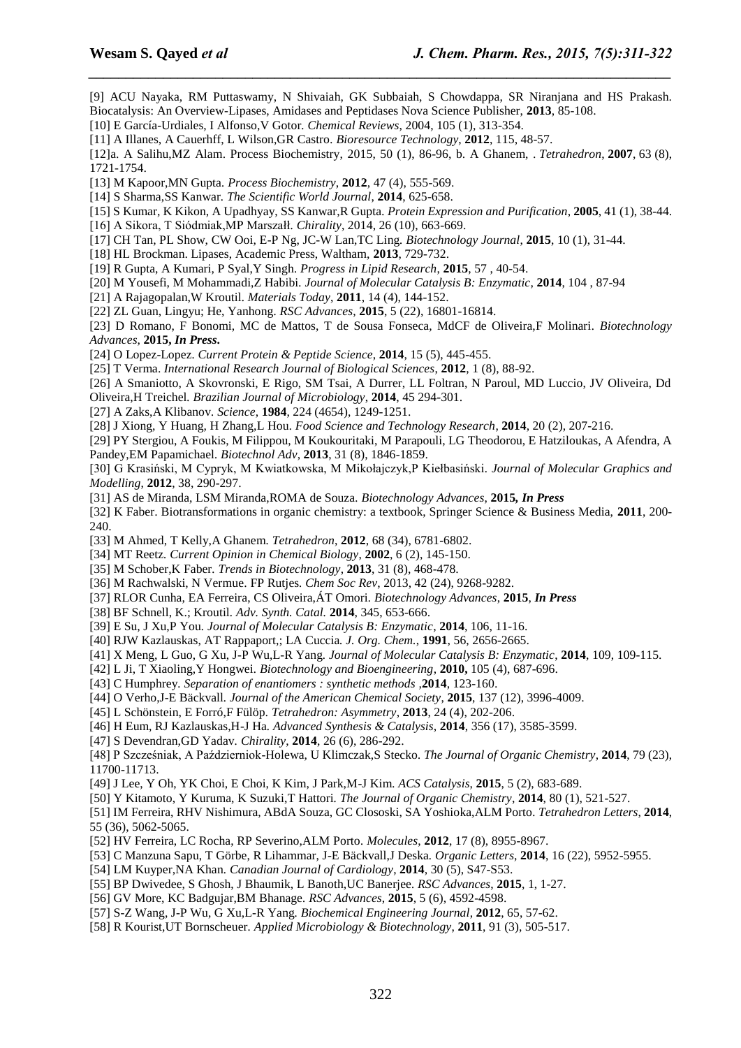[9] ACU Nayaka, RM Puttaswamy, N Shivaiah, GK Subbaiah, S Chowdappa, SR Niranjana and HS Prakash. Biocatalysis: An Overview-Lipases, Amidases and Peptidases Nova Science Publisher, **2013**, 85-108.

[10] E García-Urdiales, I Alfonso,V Gotor. *Chemical Reviews*, 2004, 105 (1), 313-354.

[11] A Illanes, A Cauerhff, L Wilson,GR Castro. *Bioresource Technology*, **2012**, 115, 48-57.

[12]a. A Salihu,MZ Alam. Process Biochemistry, 2015, 50 (1), 86-96, b. A Ghanem, . *Tetrahedron*, **2007**, 63 (8), 1721-1754.

[13] M Kapoor,MN Gupta. *Process Biochemistry*, **2012**, 47 (4), 555-569.

[14] S Sharma,SS Kanwar. *The Scientific World Journal*, **2014**, 625-658.

[15] S Kumar, K Kikon, A Upadhyay, SS Kanwar,R Gupta. *Protein Expression and Purification*, **2005**, 41 (1), 38-44.

[16] A Sikora, T Siódmiak,MP Marszałł. *Chirality*, 2014, 26 (10), 663-669.

[17] CH Tan, PL Show, CW Ooi, E-P Ng, JC-W Lan,TC Ling. *Biotechnology Journal*, **2015**, 10 (1), 31-44.

[18] HL Brockman. Lipases, Academic Press, Waltham, **2013**, 729-732.

[19] R Gupta, A Kumari, P Syal,Y Singh. *Progress in Lipid Research*, **2015**, 57 , 40-54.

[20] M Yousefi, M Mohammadi,Z Habibi. *Journal of Molecular Catalysis B: Enzymatic*, **2014**, 104 , 87-94

[21] A Rajagopalan,W Kroutil. *Materials Today*, **2011**, 14 (4), 144-152.

[22] ZL Guan, Lingyu; He, Yanhong. *RSC Advances*, **2015**, 5 (22), 16801-16814.

[23] D Romano, F Bonomi, MC de Mattos, T de Sousa Fonseca, MdCF de Oliveira,F Molinari. *Biotechnology Advances*, **2015,** ***In Press*.**

[24] O Lopez-Lopez. *Current Protein & Peptide Science*, **2014**, 15 (5), 445-455.

[25] T Verma. *International Research Journal of Biological Sciences*, **2012**, 1 (8), 88-92.

[26] A Smaniotto, A Skovronski, E Rigo, SM Tsai, A Durrer, LL Foltran, N Paroul, MD Luccio, JV Oliveira, Dd Oliveira,H Treichel. *Brazilian Journal of Microbiology*, **2014**, 45 294-301.

[27] A Zaks,A Klibanov. *Science*, **1984**, 224 (4654), 1249-1251.

[28] J Xiong, Y Huang, H Zhang,L Hou. *Food Science and Technology Research*, **2014**, 20 (2), 207-216.

[29] PY Stergiou, A Foukis, M Filippou, M Koukouritaki, M Parapouli, LG Theodorou, E Hatziloukas, A Afendra, A Pandey,EM Papamichael. *Biotechnol Adv*, **2013**, 31 (8), 1846-1859.

[30] G Krasiński, M Cypryk, M Kwiatkowska, M Mikołajczyk,P Kiełbasiński. *Journal of Molecular Graphics and Modelling*, **2012**, 38, 290-297.

[31] AS de Miranda, LSM Miranda,ROMA de Souza. *Biotechnology Advances*, **2015,** ***In Press***

[32] K Faber. Biotransformations in organic chemistry: a textbook, Springer Science & Business Media, **2011**, 200-240.

[33] M Ahmed, T Kelly,A Ghanem. *Tetrahedron*, **2012**, 68 (34), 6781-6802.

[34] MT Reetz. *Current Opinion in Chemical Biology*, **2002**, 6 (2), 145-150.

[35] M Schober,K Faber. *Trends in Biotechnology*, **2013**, 31 (8), 468-478.

[36] M Rachwalski, N Vermue. FP Rutjes. *Chem Soc Rev*, 2013, 42 (24), 9268-9282.

[37] RLOR Cunha, EA Ferreira, CS Oliveira,ÁT Omori. *Biotechnology Advances*, **2015**, ***In Press***

[38] BF Schnell, K.; Kroutil. *Adv. Synth. Catal.* **2014**, 345, 653-666.

[39] E Su, J Xu,P You. *Journal of Molecular Catalysis B: Enzymatic*, **2014**, 106, 11-16.

[40] RJW Kazlauskas, AT Rappaport,; LA Cuccia. *J. Org. Chem.*, **1991**, 56, 2656-2665.

[41] X Meng, L Guo, G Xu, J-P Wu,L-R Yang. *Journal of Molecular Catalysis B: Enzymatic*, **2014**, 109, 109-115.

[42] L Ji, T Xiaoling,Y Hongwei. *Biotechnology and Bioengineering*, **2010,** 105 (4), 687-696.

[43] C Humphrey. *Separation of enantiomers : synthetic methods* ,**2014**, 123-160.

[44] O Verho,J-E Bäckvall. *Journal of the American Chemical Society*, **2015**, 137 (12), 3996-4009.

[45] L Schönstein, E Forró,F Fülöp. *Tetrahedron: Asymmetry*, **2013**, 24 (4), 202-206.

[46] H Eum, RJ Kazlauskas,H-J Ha. *Advanced Synthesis & Catalysis*, **2014**, 356 (17), 3585-3599.

[47] S Devendran,GD Yadav. *Chirality*, **2014**, 26 (6), 286-292.

[48] P Szcześniak, A Październiok-Holewa, U Klimczak,S Stecko. *The Journal of Organic Chemistry*, **2014**, 79 (23), 11700-11713.

[49] J Lee, Y Oh, YK Choi, E Choi, K Kim, J Park,M-J Kim. *ACS Catalysis*, **2015**, 5 (2), 683-689.

[50] Y Kitamoto, Y Kuruma, K Suzuki,T Hattori. *The Journal of Organic Chemistry*, **2014**, 80 (1), 521-527.

[51] IM Ferreira, RHV Nishimura, ABdA Souza, GC Clososki, SA Yoshioka,ALM Porto. *Tetrahedron Letters*, **2014**, 55 (36), 5062-5065.

[52] HV Ferreira, LC Rocha, RP Severino,ALM Porto. *Molecules*, **2012**, 17 (8), 8955-8967.

[53] C Manzuna Sapu, T Görbe, R Lihammar, J-E Bäckvall,J Deska. *Organic Letters*, **2014**, 16 (22), 5952-5955.

[54] LM Kuyper,NA Khan. *Canadian Journal of Cardiology*, **2014**, 30 (5), S47-S53.

[55] BP Dwivedee, S Ghosh, J Bhaumik, L Banoth,UC Banerjee. *RSC Advances*, **2015**, 1, 1-27.

[56] GV More, KC Badgujar,BM Bhanage. *RSC Advances*, **2015**, 5 (6), 4592-4598.

[57] S-Z Wang, J-P Wu, G Xu,L-R Yang. *Biochemical Engineering Journal*, **2012**, 65, 57-62.

[58] R Kourist,UT Bornscheuer. *Applied Microbiology & Biotechnology*, **2011**, 91 (3), 505-517.